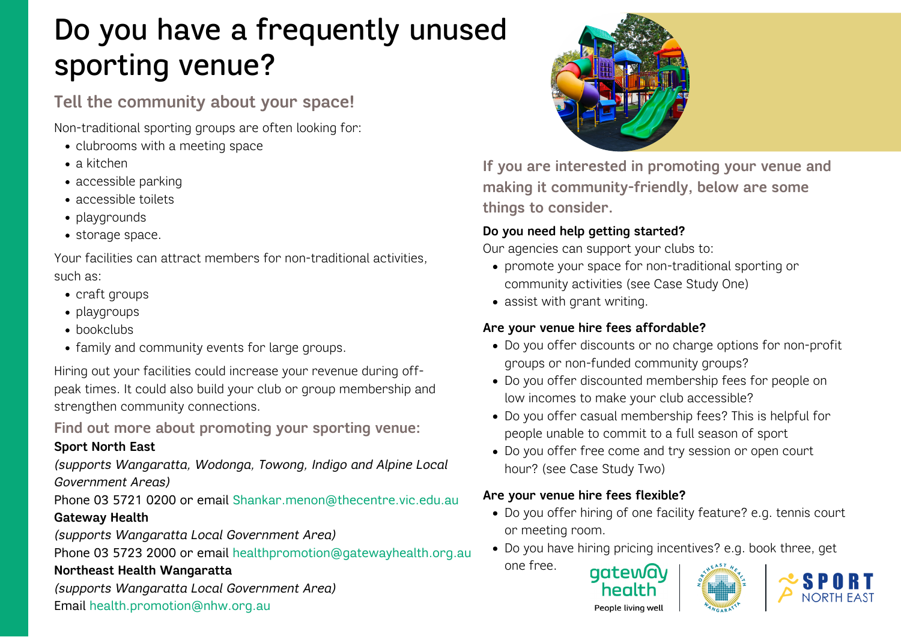# Do you have a frequently unused sporting venue?

## Tell the community about your space!

Non-traditional sporting groups are often looking for:

- clubrooms with a meeting space
- a kitchen
- accessible parking
- accessible toilets
- playgrounds
- storage space.

Your facilities can attract members for non-traditional activities, such as:

- craft groups
- playgroups
- bookclubs
- family and community events for large groups.

Hiring out your facilities could increase your revenue during off-peak times. It could also build your club or group membership and strengthen community connections.

## Find out more about promoting your sporting venue:

**Sport North East**

*(supports Wangaratta, Wodonga, Towong, Indigo and Alpine Local Government Areas)*

Phone 03 5721 0200 or email Shankar.menon@thecentre.vic.edu.au

**Gateway Health**

*(supports Wangaratta Local Government Area)*

Phone 03 5723 2000 or email healthpromotion@gatewayhealth.org.au

**Northeast Health Wangaratta**

*(supports Wangaratta Local Government Area)*

Email health.promotion@nhw.org.au

## If you are interested in promoting your venue and making it community-friendly, below are some things to consider.

**Do you need help getting started?**

Our agencies can support your clubs to:

- promote your space for non-traditional sporting or community activities (see Case Study One)
- assist with grant writing.

**Are your venue hire fees affordable?**

- Do you offer discounts or no charge options for non-profit groups or non-funded community groups?
- Do you offer discounted membership fees for people on low incomes to make your club accessible?
- Do you offer casual membership fees? This is helpful for people unable to commit to a full season of sport
- Do you offer free come and try session or open court hour? (see Case Study Two)

**Are your venue hire fees flexible?**

- Do you offer hiring of one facility feature? e.g. tennis court or meeting room.
- Do you have hiring pricing incentives? e.g. book three, get one free.

gateway health — People living well

SPORT NORTH EAST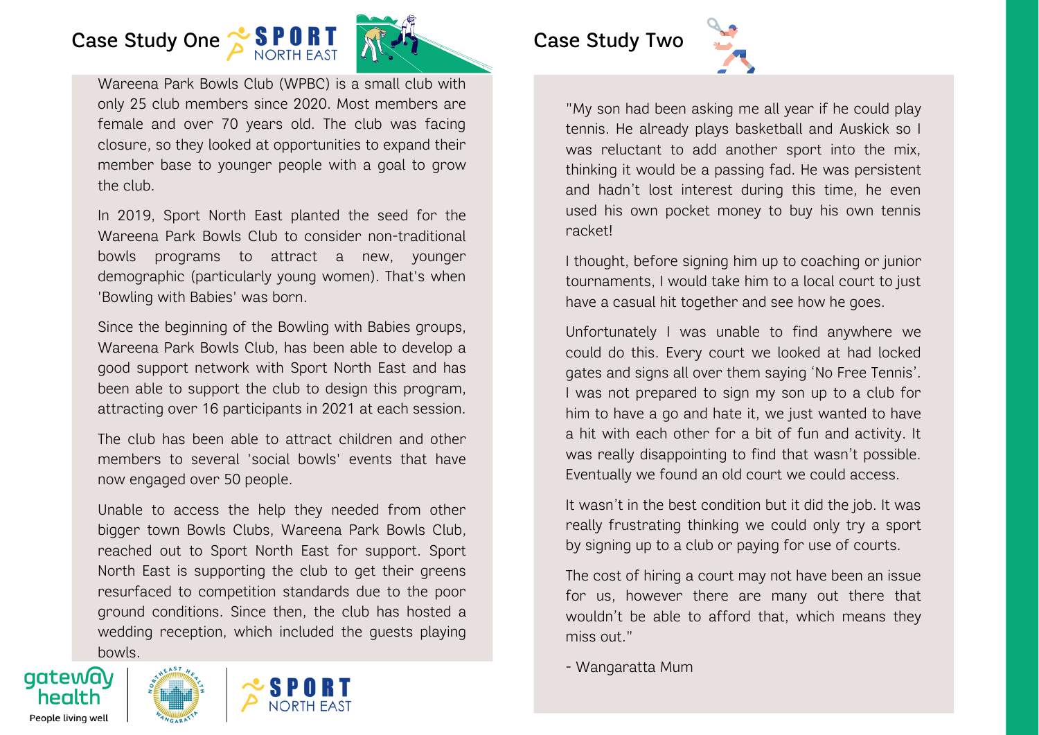## Case Study One

SPORT NORTH EAST

Wareena Park Bowls Club (WPBC) is a small club with only 25 club members since 2020. Most members are female and over 70 years old. The club was facing closure, so they looked at opportunities to expand their member base to younger people with a goal to grow the club.

In 2019, Sport North East planted the seed for the Wareena Park Bowls Club to consider non-traditional bowls programs to attract a new, younger demographic (particularly young women). That's when 'Bowling with Babies' was born.

Since the beginning of the Bowling with Babies groups, Wareena Park Bowls Club, has been able to develop a good support network with Sport North East and has been able to support the club to design this program, attracting over 16 participants in 2021 at each session.

The club has been able to attract children and other members to several 'social bowls' events that have now engaged over 50 people.

Unable to access the help they needed from other bigger town Bowls Clubs, Wareena Park Bowls Club, reached out to Sport North East for support. Sport North East is supporting the club to get their greens resurfaced to competition standards due to the poor ground conditions. Since then, the club has hosted a wedding reception, which included the guests playing bowls.

## Case Study Two

"My son had been asking me all year if he could play tennis. He already plays basketball and Auskick so I was reluctant to add another sport into the mix, thinking it would be a passing fad. He was persistent and hadn't lost interest during this time, he even used his own pocket money to buy his own tennis racket!

I thought, before signing him up to coaching or junior tournaments, I would take him to a local court to just have a casual hit together and see how he goes.

Unfortunately I was unable to find anywhere we could do this. Every court we looked at had locked gates and signs all over them saying 'No Free Tennis'. I was not prepared to sign my son up to a club for him to have a go and hate it, we just wanted to have a hit with each other for a bit of fun and activity. It was really disappointing to find that wasn't possible. Eventually we found an old court we could access.

It wasn't in the best condition but it did the job. It was really frustrating thinking we could only try a sport by signing up to a club or paying for use of courts.

The cost of hiring a court may not have been an issue for us, however there are many out there that wouldn't be able to afford that, which means they miss out."

- Wangaratta Mum

gateway health — People living well | Northeast Health Wangaratta | SPORT NORTH EAST